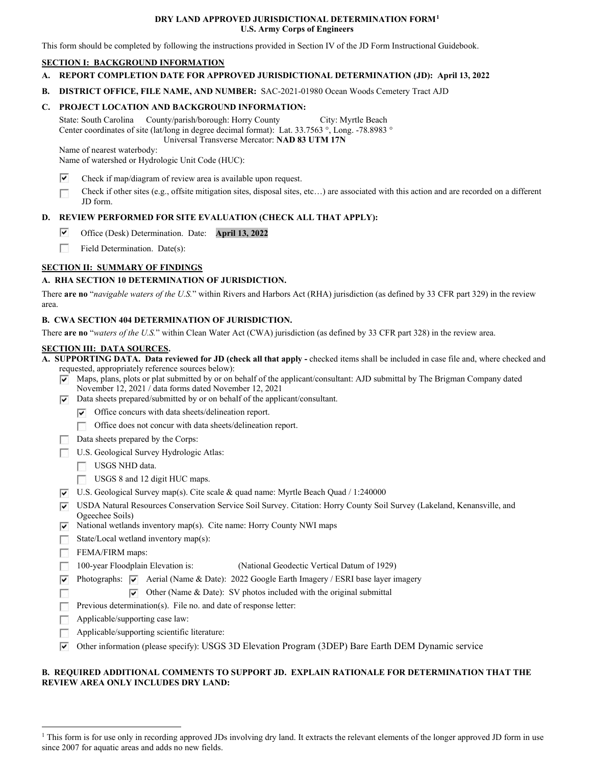# DRY LAND APPROVED JURISDICTIONAL DETERMINATION FORM[1]
## U.S. Army Corps of Engineers

This form should be completed by following the instructions provided in Section IV of the JD Form Instructional Guidebook.

## SECTION I: BACKGROUND INFORMATION

**A. REPORT COMPLETION DATE FOR APPROVED JURISDICTIONAL DETERMINATION (JD): April 13, 2022**

**B. DISTRICT OFFICE, FILE NAME, AND NUMBER:** SAC-2021-01980 Ocean Woods Cemetery Tract AJD

**C. PROJECT LOCATION AND BACKGROUND INFORMATION:**

State: South Carolina County/parish/borough: Horry County City: Myrtle Beach
Center coordinates of site (lat/long in degree decimal format): Lat. 33.7563 °, Long. -78.8983 °
Universal Transverse Mercator: **NAD 83 UTM 17N**

Name of nearest waterbody:
Name of watershed or Hydrologic Unit Code (HUC):

- [x] Check if map/diagram of review area is available upon request.
- [ ] Check if other sites (e.g., offsite mitigation sites, disposal sites, etc…) are associated with this action and are recorded on a different JD form.

**D. REVIEW PERFORMED FOR SITE EVALUATION (CHECK ALL THAT APPLY):**

- [x] Office (Desk) Determination. Date: **April 13, 2022**
- [ ] Field Determination. Date(s):

## SECTION II: SUMMARY OF FINDINGS

**A. RHA SECTION 10 DETERMINATION OF JURISDICTION.**

There **are no** "*navigable waters of the U.S.*" within Rivers and Harbors Act (RHA) jurisdiction (as defined by 33 CFR part 329) in the review area.

**B. CWA SECTION 404 DETERMINATION OF JURISDICTION.**

There **are no** "*waters of the U.S.*" within Clean Water Act (CWA) jurisdiction (as defined by 33 CFR part 328) in the review area.

## SECTION III: DATA SOURCES.

**A. SUPPORTING DATA. Data reviewed for JD (check all that apply -** checked items shall be included in case file and, where checked and requested, appropriately reference sources below):

- [x] Maps, plans, plots or plat submitted by or on behalf of the applicant/consultant: AJD submittal by The Brigman Company dated November 12, 2021 / data forms dated November 12, 2021
- [x] Data sheets prepared/submitted by or on behalf of the applicant/consultant.
  - [x] Office concurs with data sheets/delineation report.
  - [ ] Office does not concur with data sheets/delineation report.
- [ ] Data sheets prepared by the Corps:
- [ ] U.S. Geological Survey Hydrologic Atlas:
  - [ ] USGS NHD data.
  - [ ] USGS 8 and 12 digit HUC maps.
- [x] U.S. Geological Survey map(s). Cite scale & quad name: Myrtle Beach Quad / 1:240000
- [x] USDA Natural Resources Conservation Service Soil Survey. Citation: Horry County Soil Survey (Lakeland, Kenansville, and Ogeechee Soils)
- [x] National wetlands inventory map(s). Cite name: Horry County NWI maps
- [ ] State/Local wetland inventory map(s):
- [ ] FEMA/FIRM maps:
- [ ] 100-year Floodplain Elevation is: (National Geodectic Vertical Datum of 1929)
- [x] Photographs: [x] Aerial (Name & Date): 2022 Google Earth Imagery / ESRI base layer imagery
- [ ] [x] Other (Name & Date): SV photos included with the original submittal
- [ ] Previous determination(s). File no. and date of response letter:
- [ ] Applicable/supporting case law:
- [ ] Applicable/supporting scientific literature:
- [x] Other information (please specify): USGS 3D Elevation Program (3DEP) Bare Earth DEM Dynamic service

**B. REQUIRED ADDITIONAL COMMENTS TO SUPPORT JD. EXPLAIN RATIONALE FOR DETERMINATION THAT THE REVIEW AREA ONLY INCLUDES DRY LAND:**

[1] This form is for use only in recording approved JDs involving dry land. It extracts the relevant elements of the longer approved JD form in use since 2007 for aquatic areas and adds no new fields.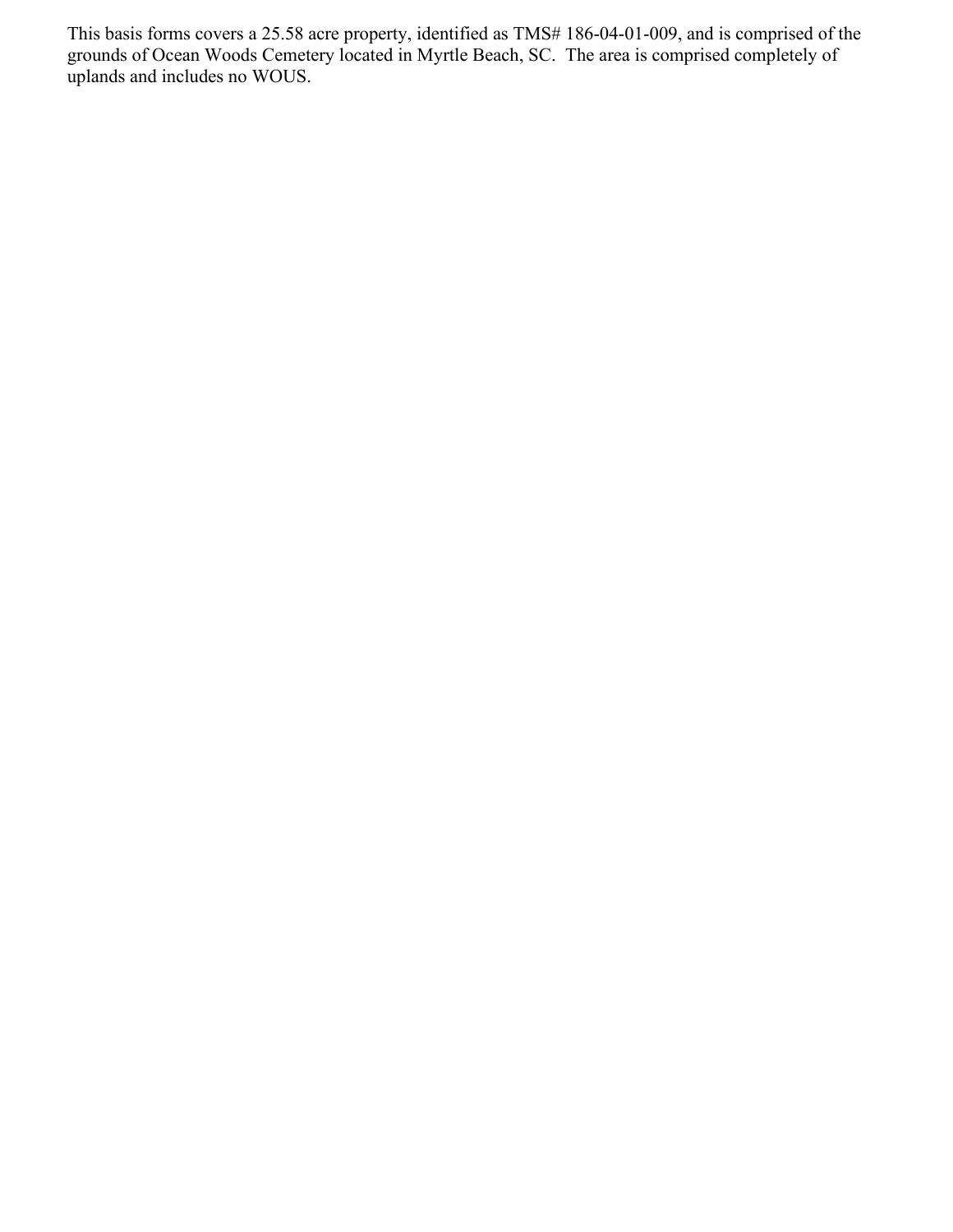This basis forms covers a 25.58 acre property, identified as TMS# 186-04-01-009, and is comprised of the grounds of Ocean Woods Cemetery located in Myrtle Beach, SC. The area is comprised completely of uplands and includes no WOUS.